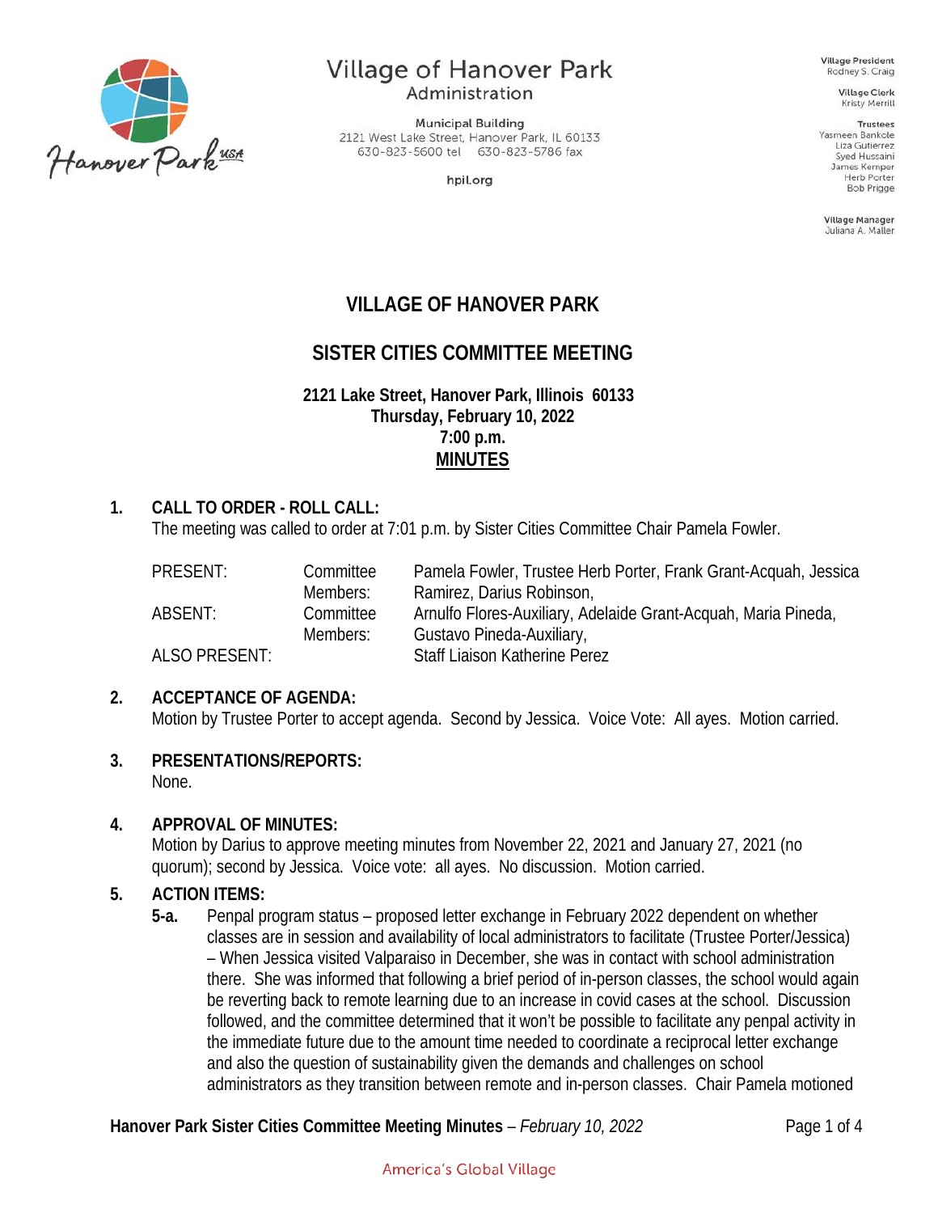Village of Hanover Park
Administration

Municipal Building
2121 West Lake Street, Hanover Park, IL 60133
630-823-5600 tel 630-823-5786 fax

hpil.org

Village President
Rodney S. Craig

Village Clerk
Kristy Merrill

Trustees
Yasmeen Bankole
Liza Gutierrez
Syed Hussaini
James Kemper
Herb Porter
Bob Prigge

Village Manager
Juliana A. Maller

# VILLAGE OF HANOVER PARK

## SISTER CITIES COMMITTEE MEETING

**2121 Lake Street, Hanover Park, Illinois 60133**
**Thursday, February 10, 2022**
**7:00 p.m.**
**MINUTES**

**1. CALL TO ORDER - ROLL CALL:**
The meeting was called to order at 7:01 p.m. by Sister Cities Committee Chair Pamela Fowler.

| | | |
|---|---|---|
| PRESENT: | Committee Members: | Pamela Fowler, Trustee Herb Porter, Frank Grant-Acquah, Jessica Ramirez, Darius Robinson, |
| ABSENT: | Committee Members: | Arnulfo Flores-Auxiliary, Adelaide Grant-Acquah, Maria Pineda, Gustavo Pineda-Auxiliary, |
| ALSO PRESENT: | | Staff Liaison Katherine Perez |

**2. ACCEPTANCE OF AGENDA:**
Motion by Trustee Porter to accept agenda. Second by Jessica. Voice Vote: All ayes. Motion carried.

**3. PRESENTATIONS/REPORTS:**
None.

**4. APPROVAL OF MINUTES:**
Motion by Darius to approve meeting minutes from November 22, 2021 and January 27, 2021 (no quorum); second by Jessica. Voice vote: all ayes. No discussion. Motion carried.

**5. ACTION ITEMS:**

**5-a.** Penpal program status – proposed letter exchange in February 2022 dependent on whether classes are in session and availability of local administrators to facilitate (Trustee Porter/Jessica) – When Jessica visited Valparaiso in December, she was in contact with school administration there. She was informed that following a brief period of in-person classes, the school would again be reverting back to remote learning due to an increase in covid cases at the school. Discussion followed, and the committee determined that it won't be possible to facilitate any penpal activity in the immediate future due to the amount time needed to coordinate a reciprocal letter exchange and also the question of sustainability given the demands and challenges on school administrators as they transition between remote and in-person classes. Chair Pamela motioned

America's Global Village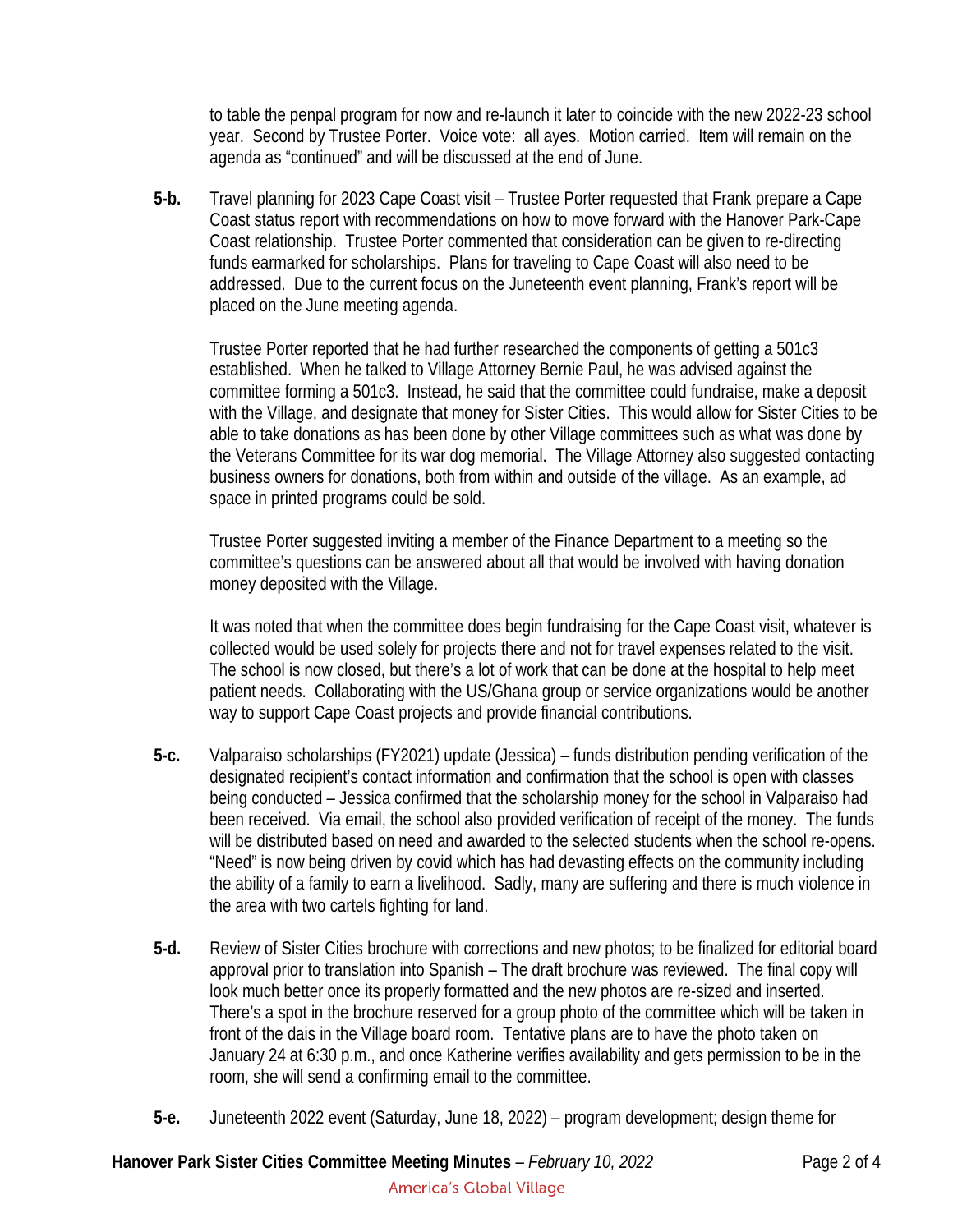to table the penpal program for now and re-launch it later to coincide with the new 2022-23 school year. Second by Trustee Porter. Voice vote: all ayes. Motion carried. Item will remain on the agenda as "continued" and will be discussed at the end of June.

**5-b.** Travel planning for 2023 Cape Coast visit – Trustee Porter requested that Frank prepare a Cape Coast status report with recommendations on how to move forward with the Hanover Park-Cape Coast relationship. Trustee Porter commented that consideration can be given to re-directing funds earmarked for scholarships. Plans for traveling to Cape Coast will also need to be addressed. Due to the current focus on the Juneteenth event planning, Frank's report will be placed on the June meeting agenda.

Trustee Porter reported that he had further researched the components of getting a 501c3 established. When he talked to Village Attorney Bernie Paul, he was advised against the committee forming a 501c3. Instead, he said that the committee could fundraise, make a deposit with the Village, and designate that money for Sister Cities. This would allow for Sister Cities to be able to take donations as has been done by other Village committees such as what was done by the Veterans Committee for its war dog memorial. The Village Attorney also suggested contacting business owners for donations, both from within and outside of the village. As an example, ad space in printed programs could be sold.

Trustee Porter suggested inviting a member of the Finance Department to a meeting so the committee's questions can be answered about all that would be involved with having donation money deposited with the Village.

It was noted that when the committee does begin fundraising for the Cape Coast visit, whatever is collected would be used solely for projects there and not for travel expenses related to the visit. The school is now closed, but there's a lot of work that can be done at the hospital to help meet patient needs. Collaborating with the US/Ghana group or service organizations would be another way to support Cape Coast projects and provide financial contributions.

**5-c.** Valparaiso scholarships (FY2021) update (Jessica) – funds distribution pending verification of the designated recipient's contact information and confirmation that the school is open with classes being conducted – Jessica confirmed that the scholarship money for the school in Valparaiso had been received. Via email, the school also provided verification of receipt of the money. The funds will be distributed based on need and awarded to the selected students when the school re-opens. "Need" is now being driven by covid which has had devasting effects on the community including the ability of a family to earn a livelihood. Sadly, many are suffering and there is much violence in the area with two cartels fighting for land.

**5-d.** Review of Sister Cities brochure with corrections and new photos; to be finalized for editorial board approval prior to translation into Spanish – The draft brochure was reviewed. The final copy will look much better once its properly formatted and the new photos are re-sized and inserted. There's a spot in the brochure reserved for a group photo of the committee which will be taken in front of the dais in the Village board room. Tentative plans are to have the photo taken on January 24 at 6:30 p.m., and once Katherine verifies availability and gets permission to be in the room, she will send a confirming email to the committee.

**5-e.** Juneteenth 2022 event (Saturday, June 18, 2022) – program development; design theme for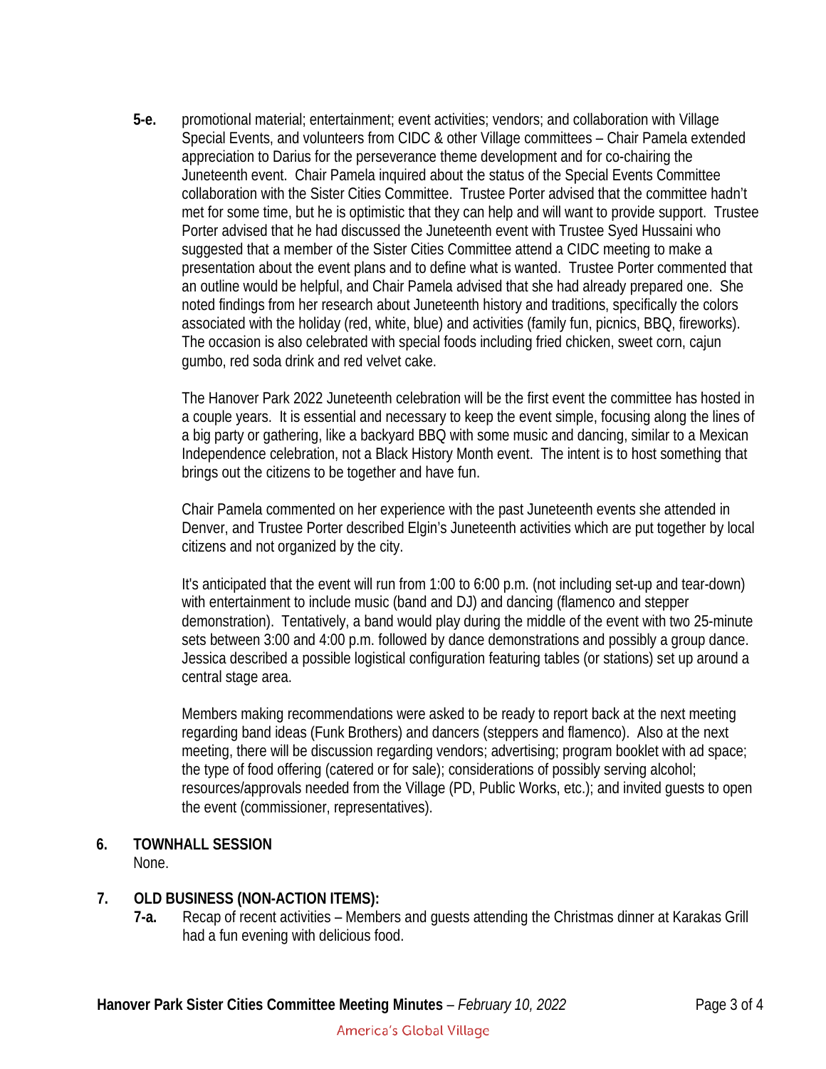**5-e.** promotional material; entertainment; event activities; vendors; and collaboration with Village Special Events, and volunteers from CIDC & other Village committees – Chair Pamela extended appreciation to Darius for the perseverance theme development and for co-chairing the Juneteenth event. Chair Pamela inquired about the status of the Special Events Committee collaboration with the Sister Cities Committee. Trustee Porter advised that the committee hadn't met for some time, but he is optimistic that they can help and will want to provide support. Trustee Porter advised that he had discussed the Juneteenth event with Trustee Syed Hussaini who suggested that a member of the Sister Cities Committee attend a CIDC meeting to make a presentation about the event plans and to define what is wanted. Trustee Porter commented that an outline would be helpful, and Chair Pamela advised that she had already prepared one. She noted findings from her research about Juneteenth history and traditions, specifically the colors associated with the holiday (red, white, blue) and activities (family fun, picnics, BBQ, fireworks). The occasion is also celebrated with special foods including fried chicken, sweet corn, cajun gumbo, red soda drink and red velvet cake.

The Hanover Park 2022 Juneteenth celebration will be the first event the committee has hosted in a couple years. It is essential and necessary to keep the event simple, focusing along the lines of a big party or gathering, like a backyard BBQ with some music and dancing, similar to a Mexican Independence celebration, not a Black History Month event. The intent is to host something that brings out the citizens to be together and have fun.

Chair Pamela commented on her experience with the past Juneteenth events she attended in Denver, and Trustee Porter described Elgin's Juneteenth activities which are put together by local citizens and not organized by the city.

It's anticipated that the event will run from 1:00 to 6:00 p.m. (not including set-up and tear-down) with entertainment to include music (band and DJ) and dancing (flamenco and stepper demonstration). Tentatively, a band would play during the middle of the event with two 25-minute sets between 3:00 and 4:00 p.m. followed by dance demonstrations and possibly a group dance. Jessica described a possible logistical configuration featuring tables (or stations) set up around a central stage area.

Members making recommendations were asked to be ready to report back at the next meeting regarding band ideas (Funk Brothers) and dancers (steppers and flamenco). Also at the next meeting, there will be discussion regarding vendors; advertising; program booklet with ad space; the type of food offering (catered or for sale); considerations of possibly serving alcohol; resources/approvals needed from the Village (PD, Public Works, etc.); and invited guests to open the event (commissioner, representatives).

## 6. TOWNHALL SESSION

None.

## 7. OLD BUSINESS (NON-ACTION ITEMS):

**7-a.** Recap of recent activities – Members and guests attending the Christmas dinner at Karakas Grill had a fun evening with delicious food.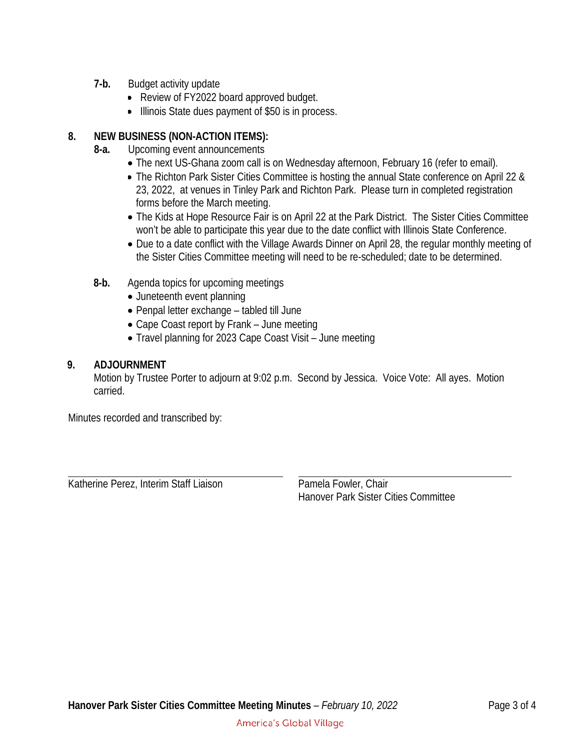**7-b.** Budget activity update

- Review of FY2022 board approved budget.
- Illinois State dues payment of $50 is in process.

**8. NEW BUSINESS (NON-ACTION ITEMS):**

**8-a.** Upcoming event announcements

- The next US-Ghana zoom call is on Wednesday afternoon, February 16 (refer to email).
- The Richton Park Sister Cities Committee is hosting the annual State conference on April 22 & 23, 2022, at venues in Tinley Park and Richton Park. Please turn in completed registration forms before the March meeting.
- The Kids at Hope Resource Fair is on April 22 at the Park District. The Sister Cities Committee won't be able to participate this year due to the date conflict with Illinois State Conference.
- Due to a date conflict with the Village Awards Dinner on April 28, the regular monthly meeting of the Sister Cities Committee meeting will need to be re-scheduled; date to be determined.

**8-b.** Agenda topics for upcoming meetings

- Juneteenth event planning
- Penpal letter exchange – tabled till June
- Cape Coast report by Frank – June meeting
- Travel planning for 2023 Cape Coast Visit – June meeting

**9. ADJOURNMENT**

Motion by Trustee Porter to adjourn at 9:02 p.m. Second by Jessica. Voice Vote: All ayes. Motion carried.

Minutes recorded and transcribed by:

Katherine Perez, Interim Staff Liaison

Pamela Fowler, Chair
Hanover Park Sister Cities Committee